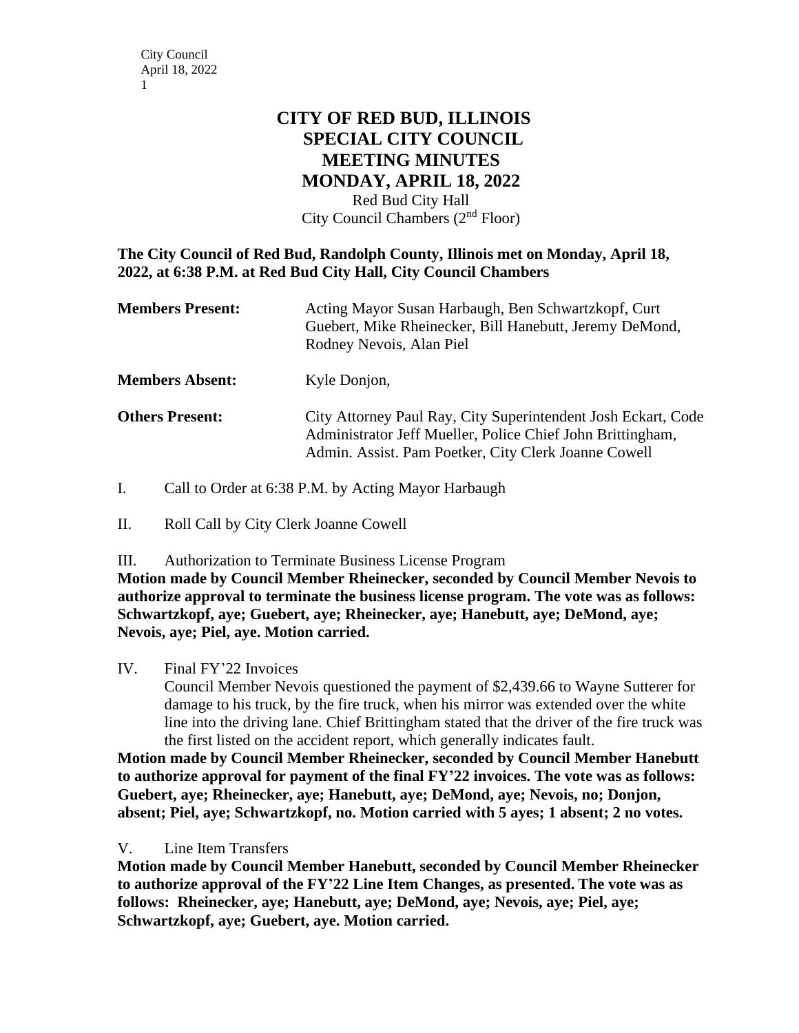# CITY OF RED BUD, ILLINOIS
## SPECIAL CITY COUNCIL
## MEETING MINUTES
## MONDAY, APRIL 18, 2022

Red Bud City Hall
City Council Chambers (2nd Floor)

**The City Council of Red Bud, Randolph County, Illinois met on Monday, April 18, 2022, at 6:38 P.M. at Red Bud City Hall, City Council Chambers**

**Members Present:** Acting Mayor Susan Harbaugh, Ben Schwartzkopf, Curt Guebert, Mike Rheinecker, Bill Hanebutt, Jeremy DeMond, Rodney Nevois, Alan Piel

**Members Absent:** Kyle Donjon,

**Others Present:** City Attorney Paul Ray, City Superintendent Josh Eckart, Code Administrator Jeff Mueller, Police Chief John Brittingham, Admin. Assist. Pam Poetker, City Clerk Joanne Cowell

I. Call to Order at 6:38 P.M. by Acting Mayor Harbaugh

II. Roll Call by City Clerk Joanne Cowell

III. Authorization to Terminate Business License Program

**Motion made by Council Member Rheinecker, seconded by Council Member Nevois to authorize approval to terminate the business license program. The vote was as follows: Schwartzkopf, aye; Guebert, aye; Rheinecker, aye; Hanebutt, aye; DeMond, aye; Nevois, aye; Piel, aye. Motion carried.**

IV. Final FY'22 Invoices

Council Member Nevois questioned the payment of $2,439.66 to Wayne Sutterer for damage to his truck, by the fire truck, when his mirror was extended over the white line into the driving lane. Chief Brittingham stated that the driver of the fire truck was the first listed on the accident report, which generally indicates fault.

**Motion made by Council Member Rheinecker, seconded by Council Member Hanebutt to authorize approval for payment of the final FY'22 invoices. The vote was as follows: Guebert, aye; Rheinecker, aye; Hanebutt, aye; DeMond, aye; Nevois, no; Donjon, absent; Piel, aye; Schwartzkopf, no. Motion carried with 5 ayes; 1 absent; 2 no votes.**

V. Line Item Transfers

**Motion made by Council Member Hanebutt, seconded by Council Member Rheinecker to authorize approval of the FY'22 Line Item Changes, as presented. The vote was as follows: Rheinecker, aye; Hanebutt, aye; DeMond, aye; Nevois, aye; Piel, aye; Schwartzkopf, aye; Guebert, aye. Motion carried.**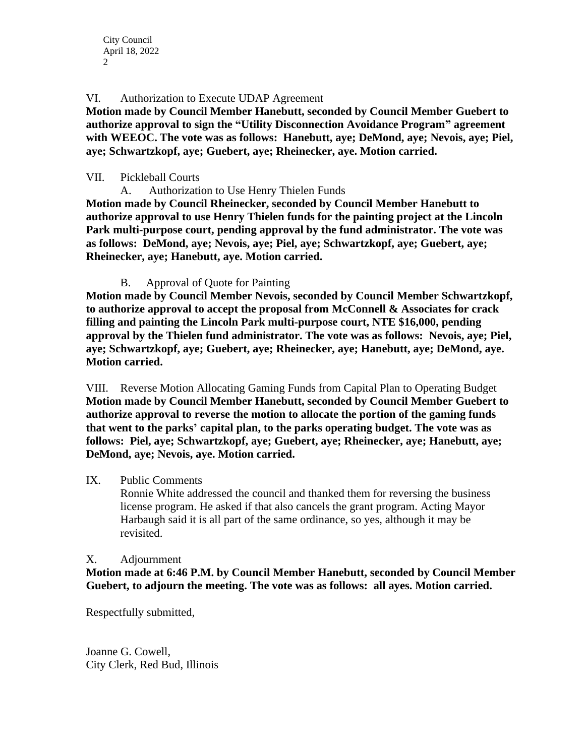VI. Authorization to Execute UDAP Agreement

**Motion made by Council Member Hanebutt, seconded by Council Member Guebert to authorize approval to sign the "Utility Disconnection Avoidance Program" agreement with WEEOC. The vote was as follows: Hanebutt, aye; DeMond, aye; Nevois, aye; Piel, aye; Schwartzkopf, aye; Guebert, aye; Rheinecker, aye. Motion carried.**

VII. Pickleball Courts

A. Authorization to Use Henry Thielen Funds

**Motion made by Council Rheinecker, seconded by Council Member Hanebutt to authorize approval to use Henry Thielen funds for the painting project at the Lincoln Park multi-purpose court, pending approval by the fund administrator. The vote was as follows: DeMond, aye; Nevois, aye; Piel, aye; Schwartzkopf, aye; Guebert, aye; Rheinecker, aye; Hanebutt, aye. Motion carried.**

B. Approval of Quote for Painting

**Motion made by Council Member Nevois, seconded by Council Member Schwartzkopf, to authorize approval to accept the proposal from McConnell & Associates for crack filling and painting the Lincoln Park multi-purpose court, NTE $16,000, pending approval by the Thielen fund administrator. The vote was as follows: Nevois, aye; Piel, aye; Schwartzkopf, aye; Guebert, aye; Rheinecker, aye; Hanebutt, aye; DeMond, aye. Motion carried.**

VIII. Reverse Motion Allocating Gaming Funds from Capital Plan to Operating Budget

**Motion made by Council Member Hanebutt, seconded by Council Member Guebert to authorize approval to reverse the motion to allocate the portion of the gaming funds that went to the parks' capital plan, to the parks operating budget. The vote was as follows: Piel, aye; Schwartzkopf, aye; Guebert, aye; Rheinecker, aye; Hanebutt, aye; DeMond, aye; Nevois, aye. Motion carried.**

IX. Public Comments

Ronnie White addressed the council and thanked them for reversing the business license program. He asked if that also cancels the grant program. Acting Mayor Harbaugh said it is all part of the same ordinance, so yes, although it may be revisited.

X. Adjournment

**Motion made at 6:46 P.M. by Council Member Hanebutt, seconded by Council Member Guebert, to adjourn the meeting. The vote was as follows: all ayes. Motion carried.**

Respectfully submitted,

Joanne G. Cowell,
City Clerk, Red Bud, Illinois